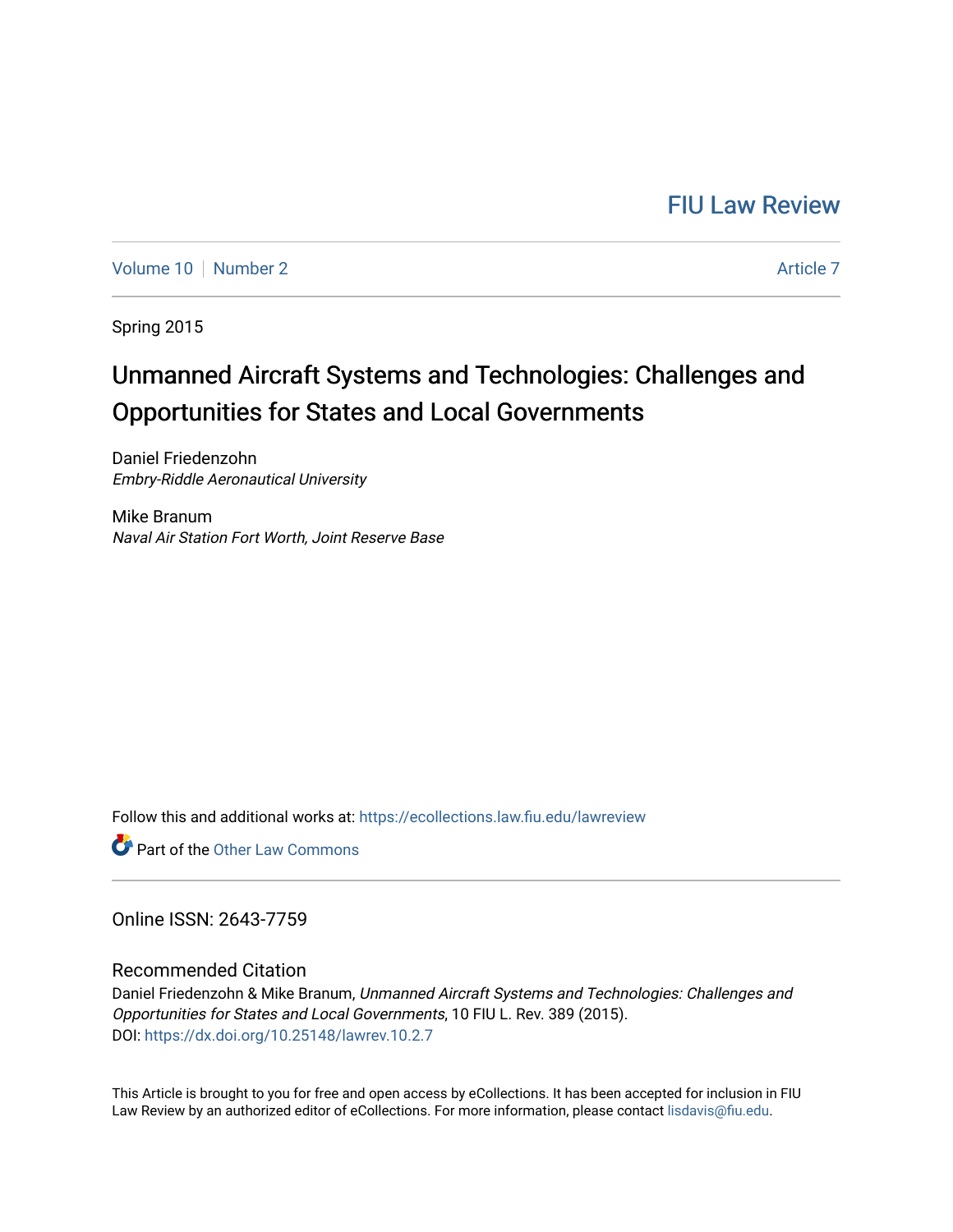FIU Law Review

Volume 10 | Number 2 | Article 7

Spring 2015

# Unmanned Aircraft Systems and Technologies: Challenges and Opportunities for States and Local Governments

Daniel Friedenzohn
*Embry-Riddle Aeronautical University*

Mike Branum
*Naval Air Station Fort Worth, Joint Reserve Base*

Follow this and additional works at: https://ecollections.law.fiu.edu/lawreview

Part of the Other Law Commons

Online ISSN: 2643-7759

## Recommended Citation

Daniel Friedenzohn & Mike Branum, *Unmanned Aircraft Systems and Technologies: Challenges and Opportunities for States and Local Governments*, 10 FIU L. Rev. 389 (2015).
DOI: https://dx.doi.org/10.25148/lawrev.10.2.7

This Article is brought to you for free and open access by eCollections. It has been accepted for inclusion in FIU Law Review by an authorized editor of eCollections. For more information, please contact lisdavis@fiu.edu.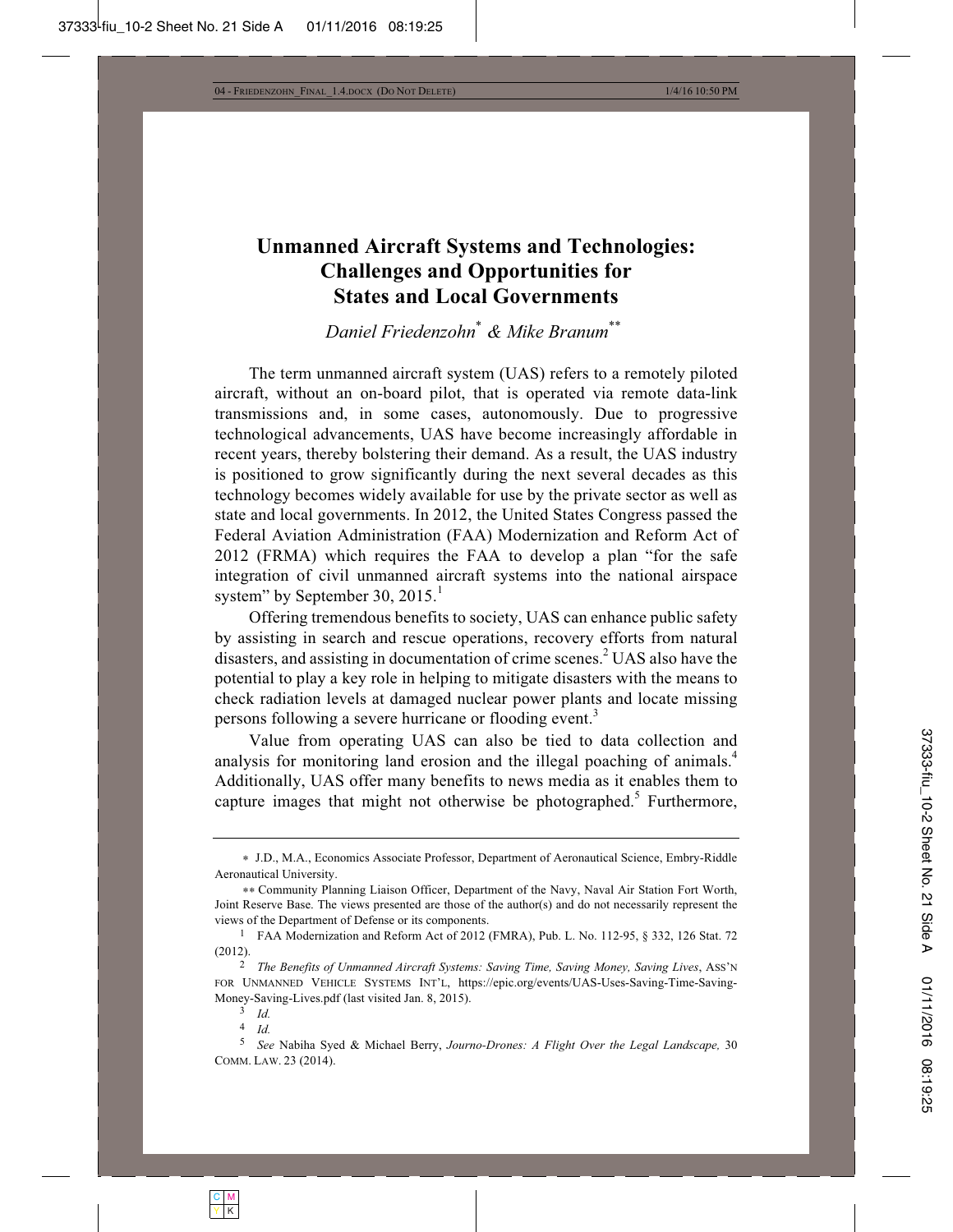# Unmanned Aircraft Systems and Technologies: Challenges and Opportunities for States and Local Governments

*Daniel Friedenzohn*[*] *& Mike Branum*[**]

The term unmanned aircraft system (UAS) refers to a remotely piloted aircraft, without an on-board pilot, that is operated via remote data-link transmissions and, in some cases, autonomously. Due to progressive technological advancements, UAS have become increasingly affordable in recent years, thereby bolstering their demand. As a result, the UAS industry is positioned to grow significantly during the next several decades as this technology becomes widely available for use by the private sector as well as state and local governments. In 2012, the United States Congress passed the Federal Aviation Administration (FAA) Modernization and Reform Act of 2012 (FRMA) which requires the FAA to develop a plan "for the safe integration of civil unmanned aircraft systems into the national airspace system" by September 30, 2015.[1]

Offering tremendous benefits to society, UAS can enhance public safety by assisting in search and rescue operations, recovery efforts from natural disasters, and assisting in documentation of crime scenes.[2] UAS also have the potential to play a key role in helping to mitigate disasters with the means to check radiation levels at damaged nuclear power plants and locate missing persons following a severe hurricane or flooding event.[3]

Value from operating UAS can also be tied to data collection and analysis for monitoring land erosion and the illegal poaching of animals.[4] Additionally, UAS offer many benefits to news media as it enables them to capture images that might not otherwise be photographed.[5] Furthermore,

---

[*] J.D., M.A., Economics Associate Professor, Department of Aeronautical Science, Embry-Riddle Aeronautical University.

[**] Community Planning Liaison Officer, Department of the Navy, Naval Air Station Fort Worth, Joint Reserve Base. The views presented are those of the author(s) and do not necessarily represent the views of the Department of Defense or its components.

[1] FAA Modernization and Reform Act of 2012 (FMRA), Pub. L. No. 112-95, § 332, 126 Stat. 72 (2012).

[2] *The Benefits of Unmanned Aircraft Systems: Saving Time, Saving Money, Saving Lives*, ASS'N FOR UNMANNED VEHICLE SYSTEMS INT'L, https://epic.org/events/UAS-Uses-Saving-Time-Saving-Money-Saving-Lives.pdf (last visited Jan. 8, 2015).

[3] *Id.*

[4] *Id.*

[5] *See* Nabiha Syed & Michael Berry, *Journo-Drones: A Flight Over the Legal Landscape,* 30 COMM. LAW. 23 (2014).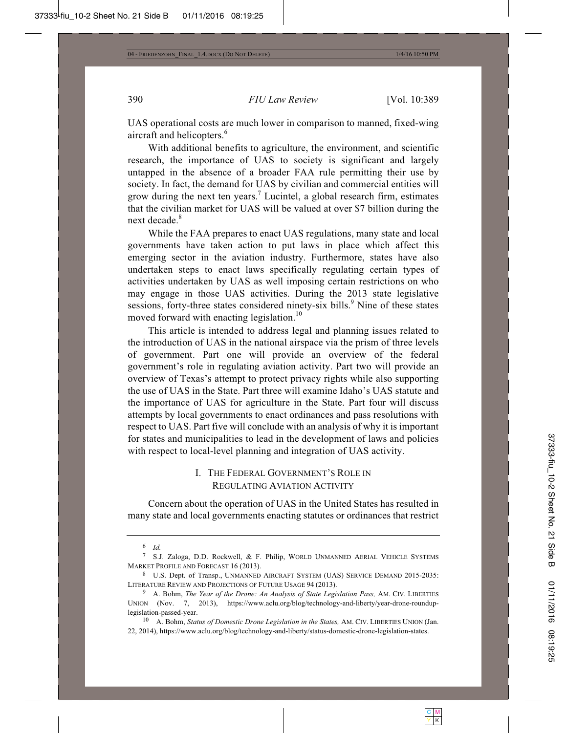UAS operational costs are much lower in comparison to manned, fixed-wing aircraft and helicopters.[6]

With additional benefits to agriculture, the environment, and scientific research, the importance of UAS to society is significant and largely untapped in the absence of a broader FAA rule permitting their use by society. In fact, the demand for UAS by civilian and commercial entities will grow during the next ten years.[7] Lucintel, a global research firm, estimates that the civilian market for UAS will be valued at over $7 billion during the next decade.[8]

While the FAA prepares to enact UAS regulations, many state and local governments have taken action to put laws in place which affect this emerging sector in the aviation industry. Furthermore, states have also undertaken steps to enact laws specifically regulating certain types of activities undertaken by UAS as well imposing certain restrictions on who may engage in those UAS activities. During the 2013 state legislative sessions, forty-three states considered ninety-six bills.[9] Nine of these states moved forward with enacting legislation.[10]

This article is intended to address legal and planning issues related to the introduction of UAS in the national airspace via the prism of three levels of government. Part one will provide an overview of the federal government's role in regulating aviation activity. Part two will provide an overview of Texas's attempt to protect privacy rights while also supporting the use of UAS in the State. Part three will examine Idaho's UAS statute and the importance of UAS for agriculture in the State. Part four will discuss attempts by local governments to enact ordinances and pass resolutions with respect to UAS. Part five will conclude with an analysis of why it is important for states and municipalities to lead in the development of laws and policies with respect to local-level planning and integration of UAS activity.

## I. THE FEDERAL GOVERNMENT'S ROLE IN REGULATING AVIATION ACTIVITY

Concern about the operation of UAS in the United States has resulted in many state and local governments enacting statutes or ordinances that restrict

---

6 *Id.*

7 S.J. Zaloga, D.D. Rockwell, & F. Philip, WORLD UNMANNED AERIAL VEHICLE SYSTEMS MARKET PROFILE AND FORECAST 16 (2013).

8 U.S. Dept. of Transp., UNMANNED AIRCRAFT SYSTEM (UAS) SERVICE DEMAND 2015-2035: LITERATURE REVIEW AND PROJECTIONS OF FUTURE USAGE 94 (2013).

9 A. Bohm, *The Year of the Drone: An Analysis of State Legislation Pass,* AM. CIV. LIBERTIES UNION (Nov. 7, 2013), https://www.aclu.org/blog/technology-and-liberty/year-drone-roundup-legislation-passed-year.

10 A. Bohm, *Status of Domestic Drone Legislation in the States,* AM. CIV. LIBERTIES UNION (Jan. 22, 2014), https://www.aclu.org/blog/technology-and-liberty/status-domestic-drone-legislation-states.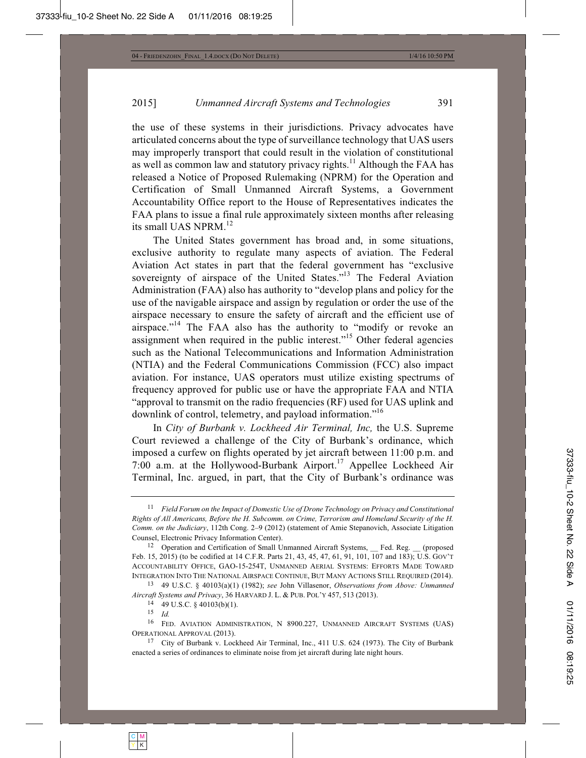the use of these systems in their jurisdictions. Privacy advocates have articulated concerns about the type of surveillance technology that UAS users may improperly transport that could result in the violation of constitutional as well as common law and statutory privacy rights.[11] Although the FAA has released a Notice of Proposed Rulemaking (NPRM) for the Operation and Certification of Small Unmanned Aircraft Systems, a Government Accountability Office report to the House of Representatives indicates the FAA plans to issue a final rule approximately sixteen months after releasing its small UAS NPRM.[12]

The United States government has broad and, in some situations, exclusive authority to regulate many aspects of aviation. The Federal Aviation Act states in part that the federal government has "exclusive sovereignty of airspace of the United States."[13] The Federal Aviation Administration (FAA) also has authority to "develop plans and policy for the use of the navigable airspace and assign by regulation or order the use of the airspace necessary to ensure the safety of aircraft and the efficient use of airspace."[14] The FAA also has the authority to "modify or revoke an assignment when required in the public interest."[15] Other federal agencies such as the National Telecommunications and Information Administration (NTIA) and the Federal Communications Commission (FCC) also impact aviation. For instance, UAS operators must utilize existing spectrums of frequency approved for public use or have the appropriate FAA and NTIA "approval to transmit on the radio frequencies (RF) used for UAS uplink and downlink of control, telemetry, and payload information."[16]

In *City of Burbank v. Lockheed Air Terminal, Inc,* the U.S. Supreme Court reviewed a challenge of the City of Burbank's ordinance, which imposed a curfew on flights operated by jet aircraft between 11:00 p.m. and 7:00 a.m. at the Hollywood-Burbank Airport.[17] Appellee Lockheed Air Terminal, Inc. argued, in part, that the City of Burbank's ordinance was

---

[11] *Field Forum on the Impact of Domestic Use of Drone Technology on Privacy and Constitutional Rights of All Americans, Before the H. Subcomm. on Crime, Terrorism and Homeland Security of the H. Comm. on the Judiciary*, 112th Cong. 2–9 (2012) (statement of Amie Stepanovich, Associate Litigation Counsel, Electronic Privacy Information Center).

[12] Operation and Certification of Small Unmanned Aircraft Systems, __ Fed. Reg. __ (proposed Feb. 15, 2015) (to be codified at 14 C.F.R. Parts 21, 43, 45, 47, 61, 91, 101, 107 and 183); U.S. GOV'T ACCOUNTABILITY OFFICE, GAO-15-254T, UNMANNED AERIAL SYSTEMS: EFFORTS MADE TOWARD INTEGRATION INTO THE NATIONAL AIRSPACE CONTINUE, BUT MANY ACTIONS STILL REQUIRED (2014).

[13] 49 U.S.C. § 40103(a)(1) (1982); *see* John Villasenor, *Observations from Above: Unmanned Aircraft Systems and Privacy*, 36 HARVARD J. L. & PUB. POL'Y 457, 513 (2013).

[14] 49 U.S.C. § 40103(b)(1).

[15] *Id.*

[16] FED. AVIATION ADMINISTRATION, N 8900.227, UNMANNED AIRCRAFT SYSTEMS (UAS) OPERATIONAL APPROVAL (2013).

[17] City of Burbank v. Lockheed Air Terminal, Inc., 411 U.S. 624 (1973). The City of Burbank enacted a series of ordinances to eliminate noise from jet aircraft during late night hours.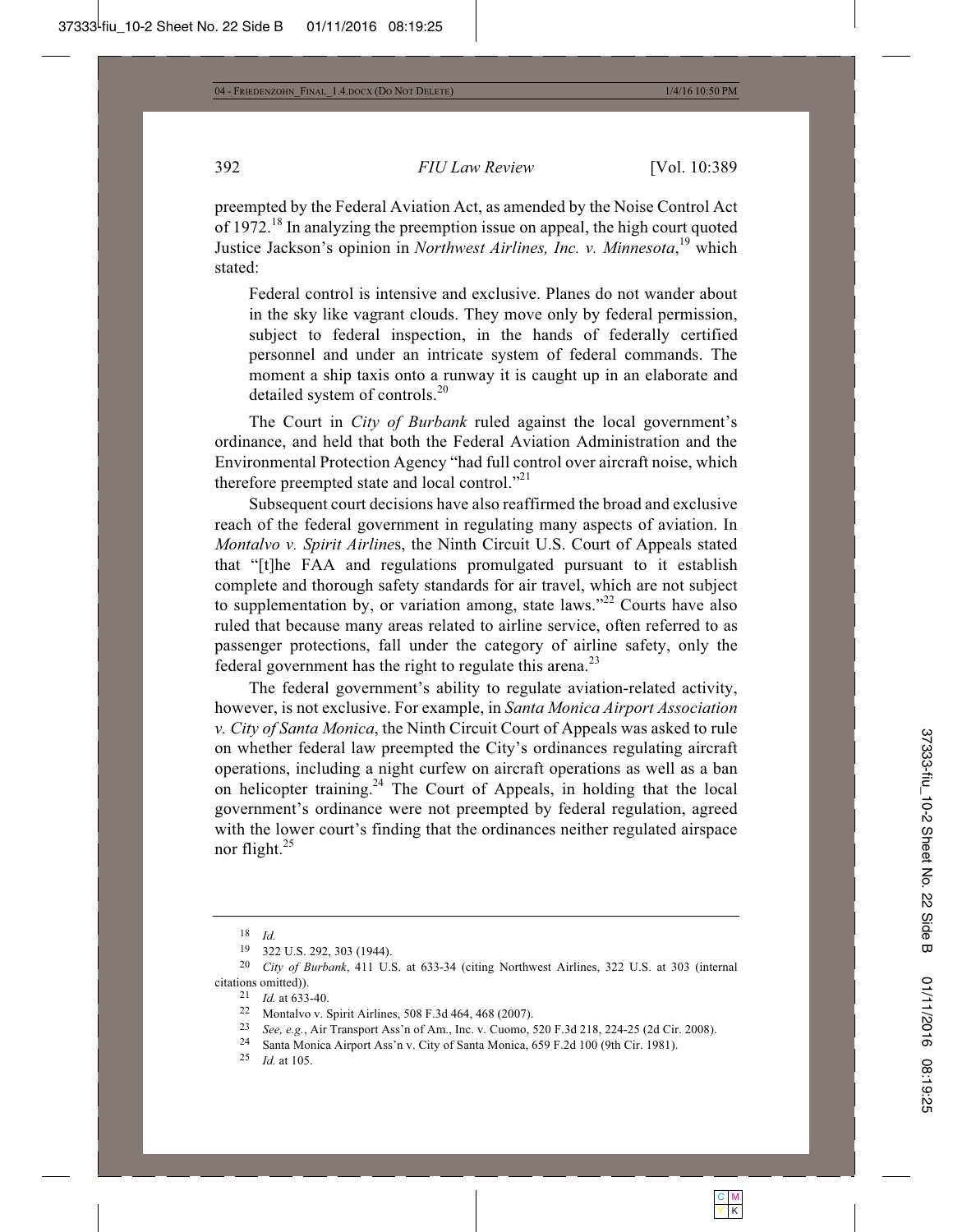preempted by the Federal Aviation Act, as amended by the Noise Control Act of 1972.[18] In analyzing the preemption issue on appeal, the high court quoted Justice Jackson's opinion in *Northwest Airlines, Inc. v. Minnesota*,[19] which stated:

> Federal control is intensive and exclusive. Planes do not wander about in the sky like vagrant clouds. They move only by federal permission, subject to federal inspection, in the hands of federally certified personnel and under an intricate system of federal commands. The moment a ship taxis onto a runway it is caught up in an elaborate and detailed system of controls.[20]

The Court in *City of Burbank* ruled against the local government's ordinance, and held that both the Federal Aviation Administration and the Environmental Protection Agency "had full control over aircraft noise, which therefore preempted state and local control."[21]

Subsequent court decisions have also reaffirmed the broad and exclusive reach of the federal government in regulating many aspects of aviation. In *Montalvo v. Spirit Airline*s, the Ninth Circuit U.S. Court of Appeals stated that "[t]he FAA and regulations promulgated pursuant to it establish complete and thorough safety standards for air travel, which are not subject to supplementation by, or variation among, state laws."[22] Courts have also ruled that because many areas related to airline service, often referred to as passenger protections, fall under the category of airline safety, only the federal government has the right to regulate this arena.[23]

The federal government's ability to regulate aviation-related activity, however, is not exclusive. For example, in *Santa Monica Airport Association v. City of Santa Monica*, the Ninth Circuit Court of Appeals was asked to rule on whether federal law preempted the City's ordinances regulating aircraft operations, including a night curfew on aircraft operations as well as a ban on helicopter training.[24] The Court of Appeals, in holding that the local government's ordinance were not preempted by federal regulation, agreed with the lower court's finding that the ordinances neither regulated airspace nor flight.[25]

---

18 *Id.*

19 322 U.S. 292, 303 (1944).

20 *City of Burbank*, 411 U.S. at 633-34 (citing Northwest Airlines, 322 U.S. at 303 (internal citations omitted)).

21 *Id.* at 633-40.

22 Montalvo v. Spirit Airlines, 508 F.3d 464, 468 (2007).

23 *See, e.g.*, Air Transport Ass'n of Am., Inc. v. Cuomo, 520 F.3d 218, 224-25 (2d Cir. 2008).

24 Santa Monica Airport Ass'n v. City of Santa Monica, 659 F.2d 100 (9th Cir. 1981).

25 *Id.* at 105.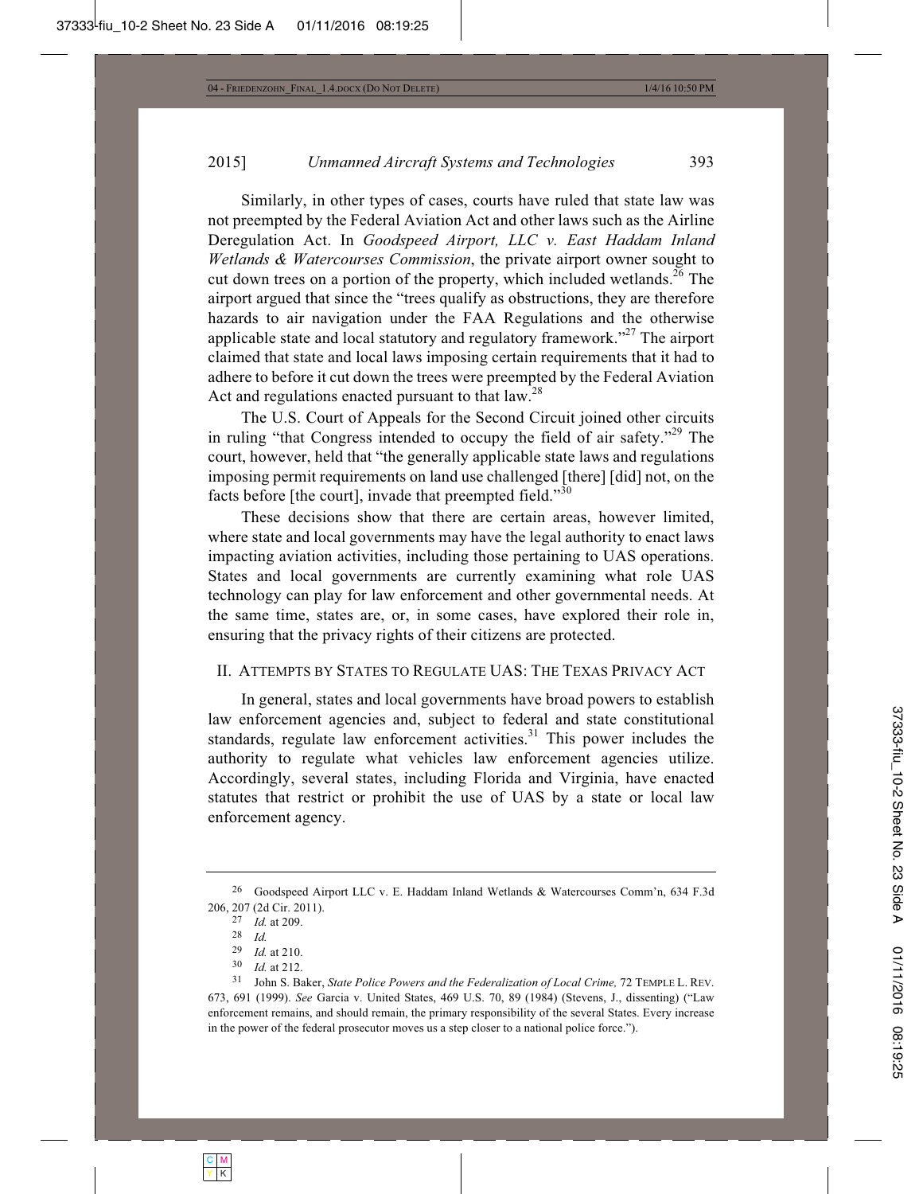Similarly, in other types of cases, courts have ruled that state law was not preempted by the Federal Aviation Act and other laws such as the Airline Deregulation Act. In *Goodspeed Airport, LLC v. East Haddam Inland Wetlands & Watercourses Commission*, the private airport owner sought to cut down trees on a portion of the property, which included wetlands.[26] The airport argued that since the "trees qualify as obstructions, they are therefore hazards to air navigation under the FAA Regulations and the otherwise applicable state and local statutory and regulatory framework."[27] The airport claimed that state and local laws imposing certain requirements that it had to adhere to before it cut down the trees were preempted by the Federal Aviation Act and regulations enacted pursuant to that law.[28]

The U.S. Court of Appeals for the Second Circuit joined other circuits in ruling "that Congress intended to occupy the field of air safety."[29] The court, however, held that "the generally applicable state laws and regulations imposing permit requirements on land use challenged [there] [did] not, on the facts before [the court], invade that preempted field."[30]

These decisions show that there are certain areas, however limited, where state and local governments may have the legal authority to enact laws impacting aviation activities, including those pertaining to UAS operations. States and local governments are currently examining what role UAS technology can play for law enforcement and other governmental needs. At the same time, states are, or, in some cases, have explored their role in, ensuring that the privacy rights of their citizens are protected.

## II. ATTEMPTS BY STATES TO REGULATE UAS: THE TEXAS PRIVACY ACT

In general, states and local governments have broad powers to establish law enforcement agencies and, subject to federal and state constitutional standards, regulate law enforcement activities.[31] This power includes the authority to regulate what vehicles law enforcement agencies utilize. Accordingly, several states, including Florida and Virginia, have enacted statutes that restrict or prohibit the use of UAS by a state or local law enforcement agency.

---

26 Goodspeed Airport LLC v. E. Haddam Inland Wetlands & Watercourses Comm'n, 634 F.3d 206, 207 (2d Cir. 2011).

27 *Id.* at 209.

28 *Id.*

29 *Id.* at 210.

30 *Id.* at 212.

31 John S. Baker, *State Police Powers and the Federalization of Local Crime,* 72 TEMPLE L. REV. 673, 691 (1999). *See* Garcia v. United States, 469 U.S. 70, 89 (1984) (Stevens, J., dissenting) ("Law enforcement remains, and should remain, the primary responsibility of the several States. Every increase in the power of the federal prosecutor moves us a step closer to a national police force.").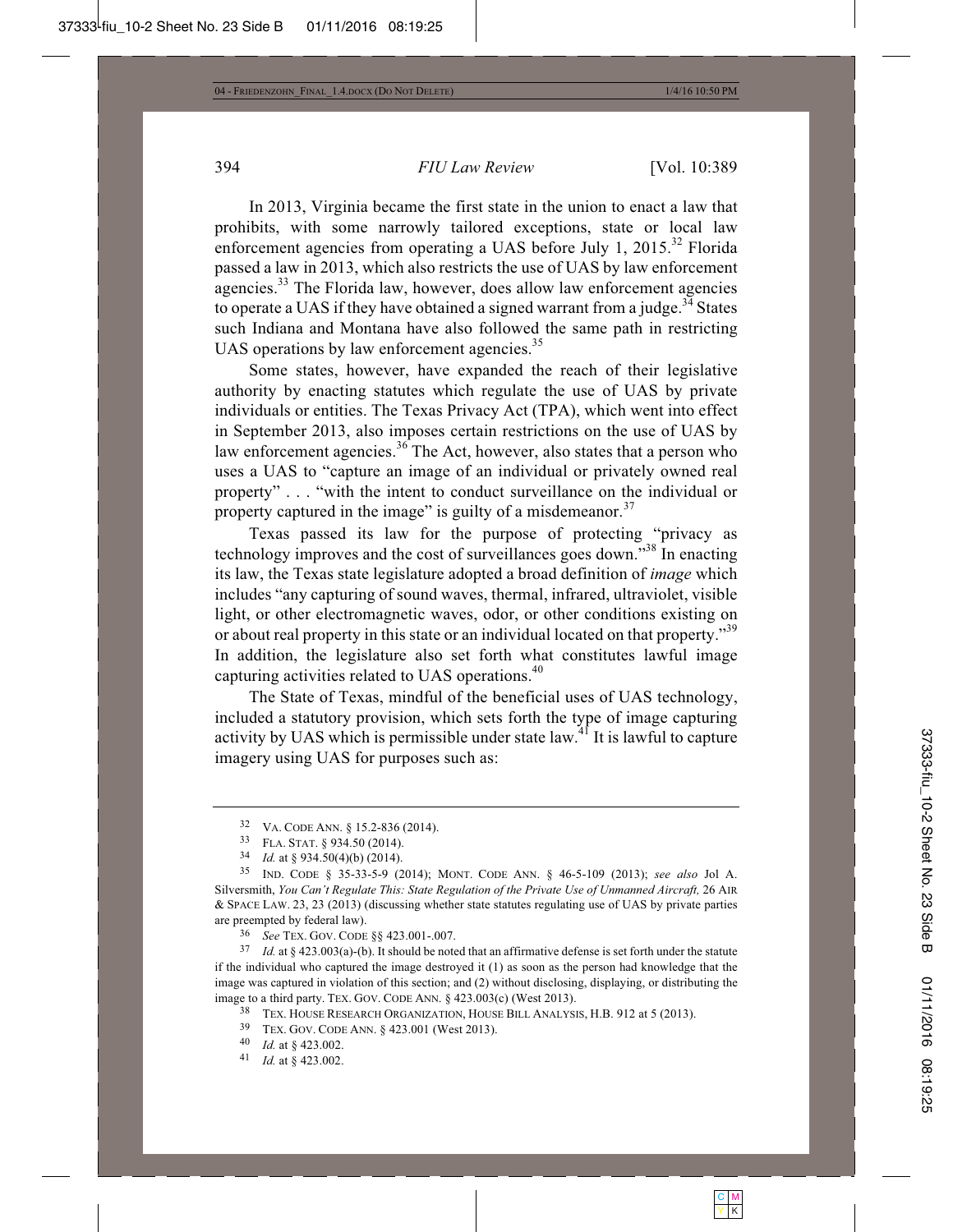In 2013, Virginia became the first state in the union to enact a law that prohibits, with some narrowly tailored exceptions, state or local law enforcement agencies from operating a UAS before July 1, 2015.[32] Florida passed a law in 2013, which also restricts the use of UAS by law enforcement agencies.[33] The Florida law, however, does allow law enforcement agencies to operate a UAS if they have obtained a signed warrant from a judge.[34] States such Indiana and Montana have also followed the same path in restricting UAS operations by law enforcement agencies.[35]

Some states, however, have expanded the reach of their legislative authority by enacting statutes which regulate the use of UAS by private individuals or entities. The Texas Privacy Act (TPA), which went into effect in September 2013, also imposes certain restrictions on the use of UAS by law enforcement agencies.[36] The Act, however, also states that a person who uses a UAS to "capture an image of an individual or privately owned real property" . . . "with the intent to conduct surveillance on the individual or property captured in the image" is guilty of a misdemeanor.[37]

Texas passed its law for the purpose of protecting "privacy as technology improves and the cost of surveillances goes down."[38] In enacting its law, the Texas state legislature adopted a broad definition of *image* which includes "any capturing of sound waves, thermal, infrared, ultraviolet, visible light, or other electromagnetic waves, odor, or other conditions existing on or about real property in this state or an individual located on that property."[39] In addition, the legislature also set forth what constitutes lawful image capturing activities related to UAS operations.[40]

The State of Texas, mindful of the beneficial uses of UAS technology, included a statutory provision, which sets forth the type of image capturing activity by UAS which is permissible under state law.[41] It is lawful to capture imagery using UAS for purposes such as:

---

32 VA. CODE ANN. § 15.2-836 (2014).

33 FLA. STAT. § 934.50 (2014).

34 *Id.* at § 934.50(4)(b) (2014).

35 IND. CODE § 35-33-5-9 (2014); MONT. CODE ANN. § 46-5-109 (2013); *see also* Jol A. Silversmith, *You Can't Regulate This: State Regulation of the Private Use of Unmanned Aircraft,* 26 AIR & SPACE LAW. 23, 23 (2013) (discussing whether state statutes regulating use of UAS by private parties are preempted by federal law).

36 *See* TEX. GOV. CODE §§ 423.001-.007.

37 *Id.* at § 423.003(a)-(b). It should be noted that an affirmative defense is set forth under the statute if the individual who captured the image destroyed it (1) as soon as the person had knowledge that the image was captured in violation of this section; and (2) without disclosing, displaying, or distributing the image to a third party. TEX. GOV. CODE ANN. § 423.003(c) (West 2013).

38 TEX. HOUSE RESEARCH ORGANIZATION, HOUSE BILL ANALYSIS, H.B. 912 at 5 (2013).

39 TEX. GOV. CODE ANN. § 423.001 (West 2013).

40 *Id.* at § 423.002.

41 *Id.* at § 423.002.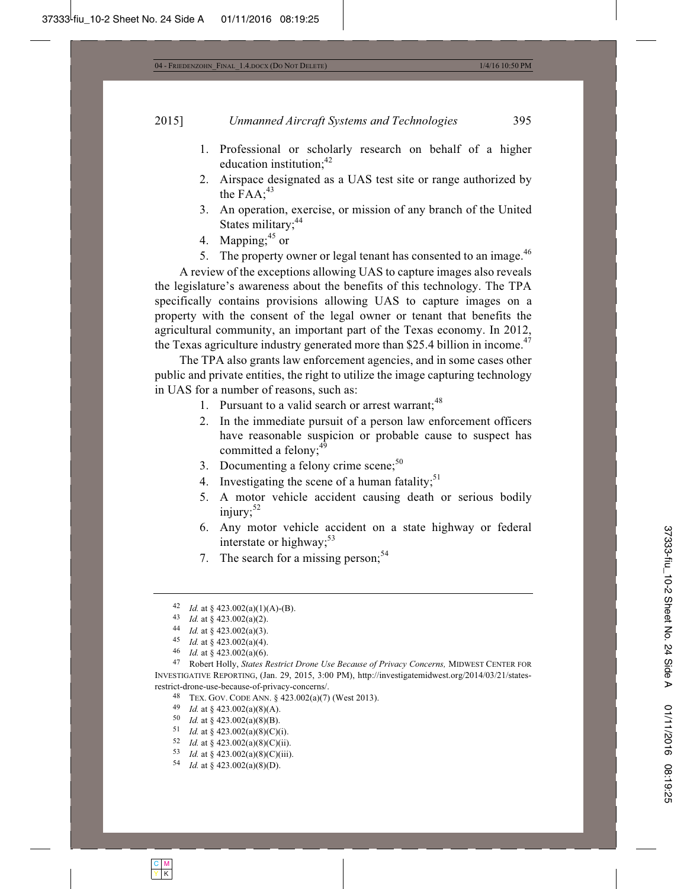1. Professional or scholarly research on behalf of a higher education institution;[42]
2. Airspace designated as a UAS test site or range authorized by the FAA;[43]
3. An operation, exercise, or mission of any branch of the United States military;[44]
4. Mapping;[45] or
5. The property owner or legal tenant has consented to an image.[46]

A review of the exceptions allowing UAS to capture images also reveals the legislature's awareness about the benefits of this technology. The TPA specifically contains provisions allowing UAS to capture images on a property with the consent of the legal owner or tenant that benefits the agricultural community, an important part of the Texas economy. In 2012, the Texas agriculture industry generated more than $25.4 billion in income.[47]

The TPA also grants law enforcement agencies, and in some cases other public and private entities, the right to utilize the image capturing technology in UAS for a number of reasons, such as:

1. Pursuant to a valid search or arrest warrant;[48]
2. In the immediate pursuit of a person law enforcement officers have reasonable suspicion or probable cause to suspect has committed a felony;[49]
3. Documenting a felony crime scene;[50]
4. Investigating the scene of a human fatality;[51]
5. A motor vehicle accident causing death or serious bodily injury;[52]
6. Any motor vehicle accident on a state highway or federal interstate or highway;[53]
7. The search for a missing person;[54]

---

42 *Id.* at § 423.002(a)(1)(A)-(B).

43 *Id.* at § 423.002(a)(2).

44 *Id.* at § 423.002(a)(3).

45 *Id.* at § 423.002(a)(4).

46 *Id.* at § 423.002(a)(6).

47 Robert Holly, *States Restrict Drone Use Because of Privacy Concerns,* MIDWEST CENTER FOR INVESTIGATIVE REPORTING, (Jan. 29, 2015, 3:00 PM), http://investigatemidwest.org/2014/03/21/states-restrict-drone-use-because-of-privacy-concerns/.

48 TEX. GOV. CODE ANN. § 423.002(a)(7) (West 2013).

49 *Id.* at § 423.002(a)(8)(A).

50 *Id.* at § 423.002(a)(8)(B).

51 *Id.* at § 423.002(a)(8)(C)(i).

52 *Id.* at § 423.002(a)(8)(C)(ii).

53 *Id.* at § 423.002(a)(8)(C)(iii).

54 *Id.* at § 423.002(a)(8)(D).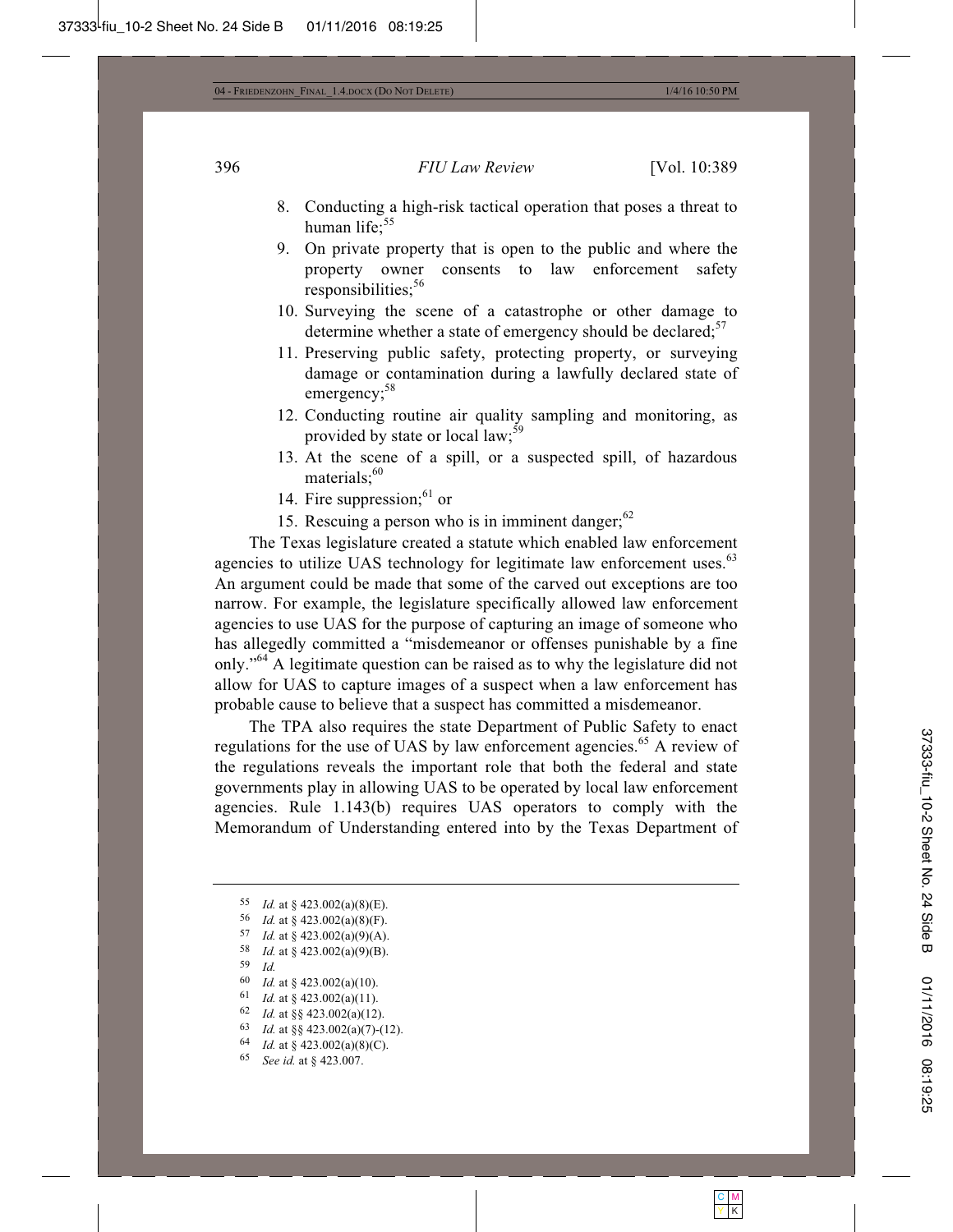8. Conducting a high-risk tactical operation that poses a threat to human life;[55]
9. On private property that is open to the public and where the property owner consents to law enforcement safety responsibilities;[56]
10. Surveying the scene of a catastrophe or other damage to determine whether a state of emergency should be declared;[57]
11. Preserving public safety, protecting property, or surveying damage or contamination during a lawfully declared state of emergency;[58]
12. Conducting routine air quality sampling and monitoring, as provided by state or local law;[59]
13. At the scene of a spill, or a suspected spill, of hazardous materials;[60]
14. Fire suppression;[61] or
15. Rescuing a person who is in imminent danger;[62]

The Texas legislature created a statute which enabled law enforcement agencies to utilize UAS technology for legitimate law enforcement uses.[63] An argument could be made that some of the carved out exceptions are too narrow. For example, the legislature specifically allowed law enforcement agencies to use UAS for the purpose of capturing an image of someone who has allegedly committed a "misdemeanor or offenses punishable by a fine only."[64] A legitimate question can be raised as to why the legislature did not allow for UAS to capture images of a suspect when a law enforcement has probable cause to believe that a suspect has committed a misdemeanor.

The TPA also requires the state Department of Public Safety to enact regulations for the use of UAS by law enforcement agencies.[65] A review of the regulations reveals the important role that both the federal and state governments play in allowing UAS to be operated by local law enforcement agencies. Rule 1.143(b) requires UAS operators to comply with the Memorandum of Understanding entered into by the Texas Department of

---

55 *Id.* at § 423.002(a)(8)(E).
56 *Id.* at § 423.002(a)(8)(F).
57 *Id.* at § 423.002(a)(9)(A).
58 *Id.* at § 423.002(a)(9)(B).
59 *Id.*
60 *Id.* at § 423.002(a)(10).
61 *Id.* at § 423.002(a)(11).
62 *Id.* at §§ 423.002(a)(12).
63 *Id.* at §§ 423.002(a)(7)-(12).
64 *Id.* at § 423.002(a)(8)(C).
65 *See id.* at § 423.007.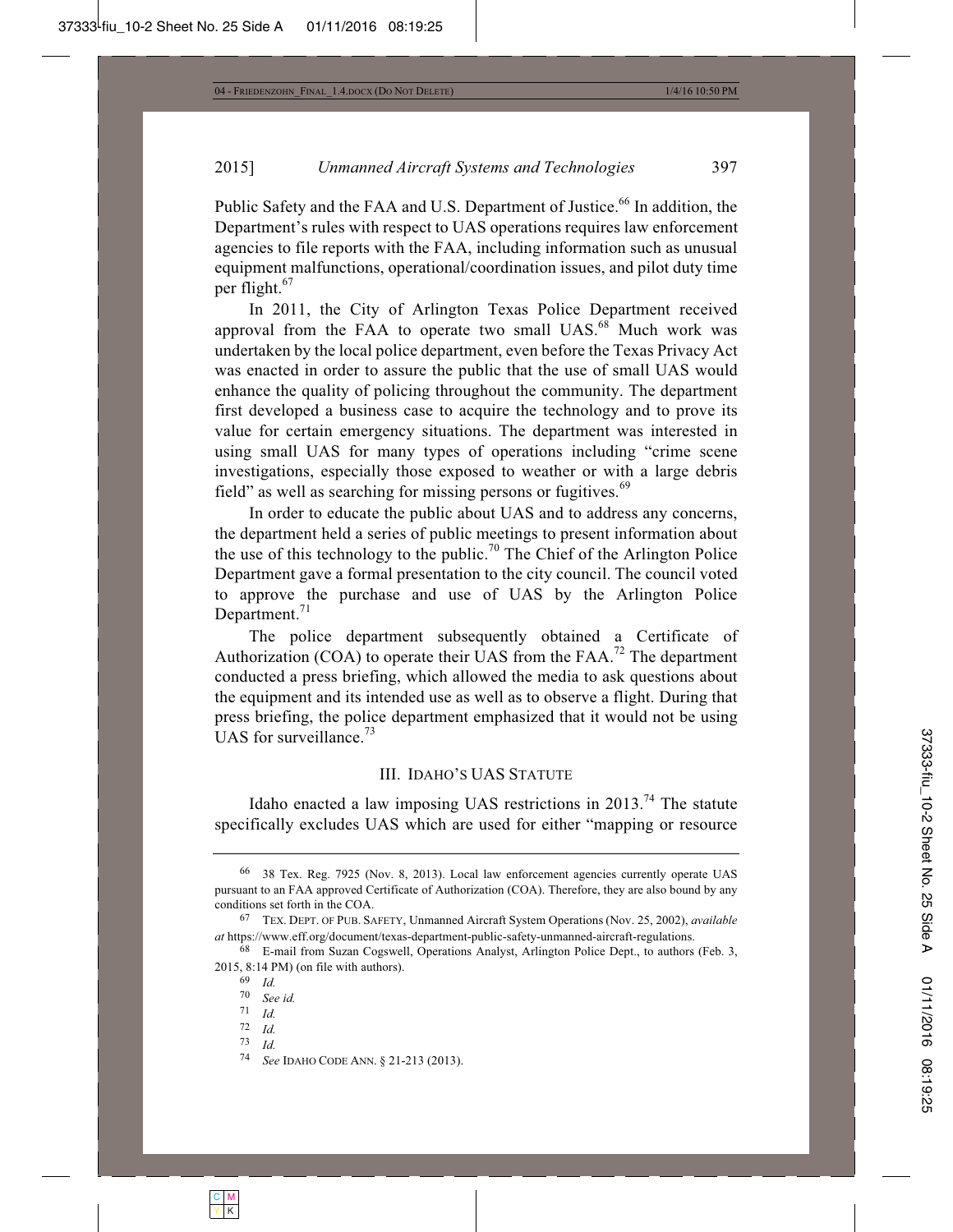Public Safety and the FAA and U.S. Department of Justice.[66] In addition, the Department's rules with respect to UAS operations requires law enforcement agencies to file reports with the FAA, including information such as unusual equipment malfunctions, operational/coordination issues, and pilot duty time per flight.[67]

In 2011, the City of Arlington Texas Police Department received approval from the FAA to operate two small UAS.[68] Much work was undertaken by the local police department, even before the Texas Privacy Act was enacted in order to assure the public that the use of small UAS would enhance the quality of policing throughout the community. The department first developed a business case to acquire the technology and to prove its value for certain emergency situations. The department was interested in using small UAS for many types of operations including "crime scene investigations, especially those exposed to weather or with a large debris field" as well as searching for missing persons or fugitives.[69]

In order to educate the public about UAS and to address any concerns, the department held a series of public meetings to present information about the use of this technology to the public.[70] The Chief of the Arlington Police Department gave a formal presentation to the city council. The council voted to approve the purchase and use of UAS by the Arlington Police Department.[71]

The police department subsequently obtained a Certificate of Authorization (COA) to operate their UAS from the FAA.[72] The department conducted a press briefing, which allowed the media to ask questions about the equipment and its intended use as well as to observe a flight. During that press briefing, the police department emphasized that it would not be using UAS for surveillance.[73]

## III. IDAHO'S UAS STATUTE

Idaho enacted a law imposing UAS restrictions in 2013.[74] The statute specifically excludes UAS which are used for either "mapping or resource

---

66 38 Tex. Reg. 7925 (Nov. 8, 2013). Local law enforcement agencies currently operate UAS pursuant to an FAA approved Certificate of Authorization (COA). Therefore, they are also bound by any conditions set forth in the COA.

67 TEX. DEPT. OF PUB. SAFETY, Unmanned Aircraft System Operations (Nov. 25, 2002), *available at* https://www.eff.org/document/texas-department-public-safety-unmanned-aircraft-regulations.

68 E-mail from Suzan Cogswell, Operations Analyst, Arlington Police Dept., to authors (Feb. 3, 2015, 8:14 PM) (on file with authors).

69 *Id.*

70 *See id.*

71 *Id.*

72 *Id.*

73 *Id.*

74 *See* IDAHO CODE ANN. § 21-213 (2013).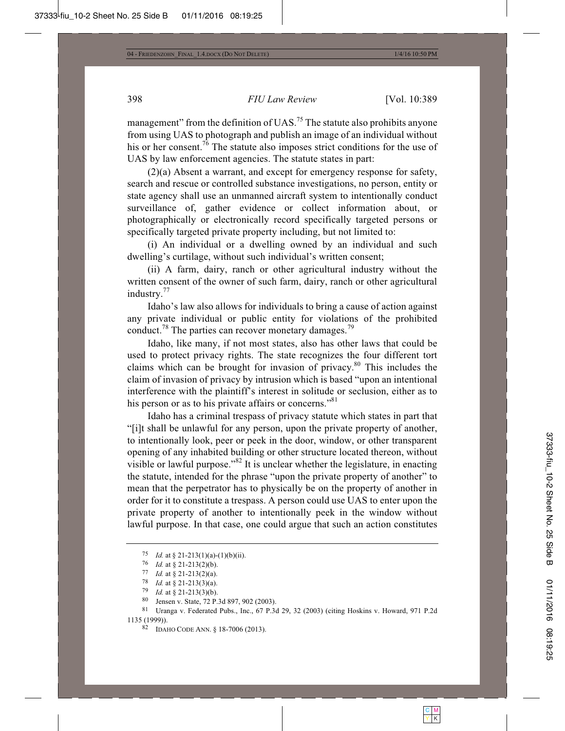management" from the definition of UAS.[75] The statute also prohibits anyone from using UAS to photograph and publish an image of an individual without his or her consent.[76] The statute also imposes strict conditions for the use of UAS by law enforcement agencies. The statute states in part:

(2)(a) Absent a warrant, and except for emergency response for safety, search and rescue or controlled substance investigations, no person, entity or state agency shall use an unmanned aircraft system to intentionally conduct surveillance of, gather evidence or collect information about, or photographically or electronically record specifically targeted persons or specifically targeted private property including, but not limited to:

(i) An individual or a dwelling owned by an individual and such dwelling's curtilage, without such individual's written consent;

(ii) A farm, dairy, ranch or other agricultural industry without the written consent of the owner of such farm, dairy, ranch or other agricultural industry.[77]

Idaho's law also allows for individuals to bring a cause of action against any private individual or public entity for violations of the prohibited conduct.[78] The parties can recover monetary damages.[79]

Idaho, like many, if not most states, also has other laws that could be used to protect privacy rights. The state recognizes the four different tort claims which can be brought for invasion of privacy.[80] This includes the claim of invasion of privacy by intrusion which is based "upon an intentional interference with the plaintiff's interest in solitude or seclusion, either as to his person or as to his private affairs or concerns."[81]

Idaho has a criminal trespass of privacy statute which states in part that "[i]t shall be unlawful for any person, upon the private property of another, to intentionally look, peer or peek in the door, window, or other transparent opening of any inhabited building or other structure located thereon, without visible or lawful purpose."[82] It is unclear whether the legislature, in enacting the statute, intended for the phrase "upon the private property of another" to mean that the perpetrator has to physically be on the property of another in order for it to constitute a trespass. A person could use UAS to enter upon the private property of another to intentionally peek in the window without lawful purpose. In that case, one could argue that such an action constitutes

---

75 *Id.* at § 21-213(1)(a)-(1)(b)(ii).

76 *Id.* at § 21-213(2)(b).

77 *Id.* at § 21-213(2)(a).

78 *Id.* at § 21-213(3)(a).

79 *Id.* at § 21-213(3)(b).

80 Jensen v. State, 72 P.3d 897, 902 (2003).

81 Uranga v. Federated Pubs., Inc., 67 P.3d 29, 32 (2003) (citing Hoskins v. Howard, 971 P.2d 1135 (1999)).

82 IDAHO CODE ANN. § 18-7006 (2013).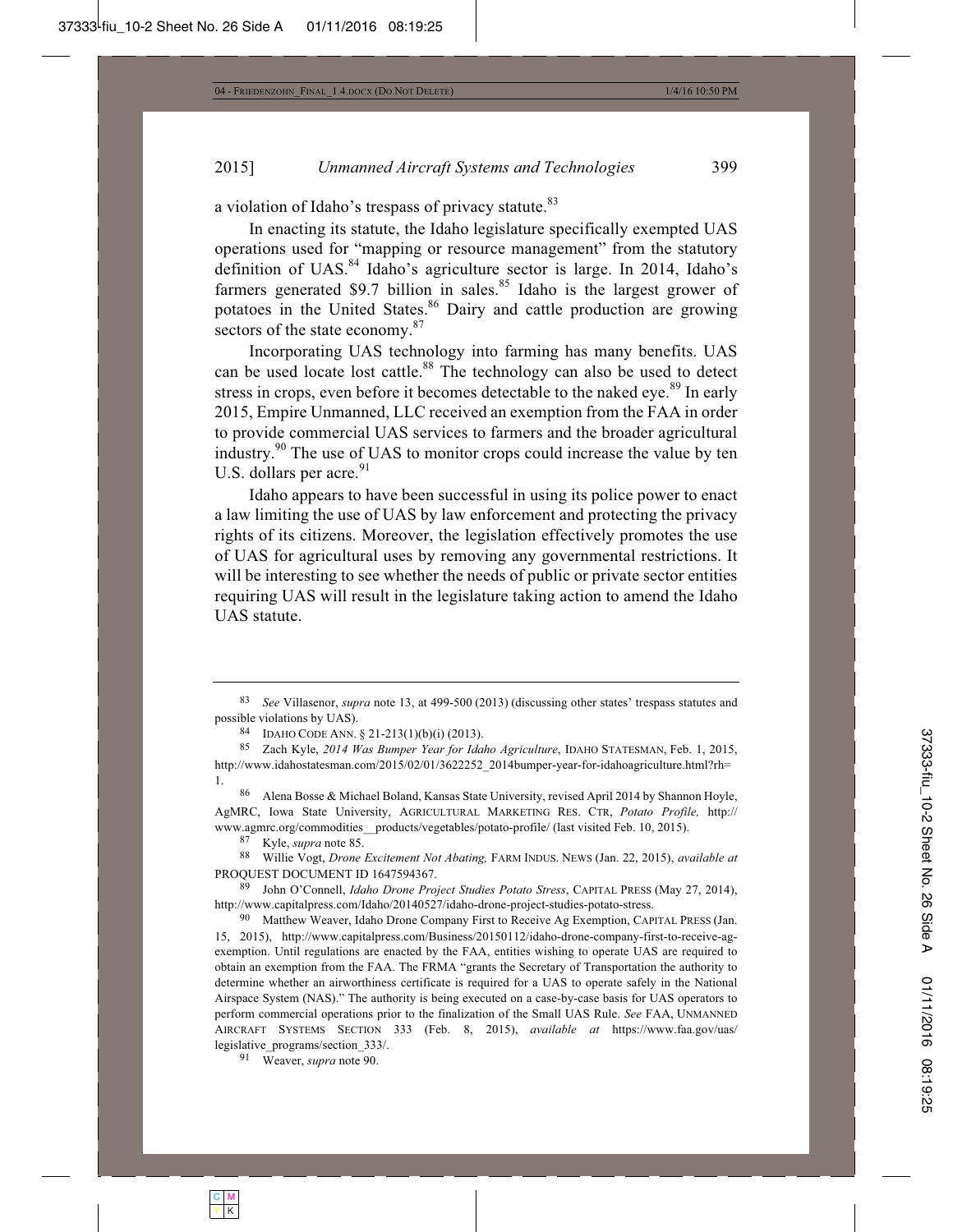a violation of Idaho's trespass of privacy statute.[83]

In enacting its statute, the Idaho legislature specifically exempted UAS operations used for "mapping or resource management" from the statutory definition of UAS.[84] Idaho's agriculture sector is large. In 2014, Idaho's farmers generated $9.7 billion in sales.[85] Idaho is the largest grower of potatoes in the United States.[86] Dairy and cattle production are growing sectors of the state economy.[87]

Incorporating UAS technology into farming has many benefits. UAS can be used locate lost cattle.[88] The technology can also be used to detect stress in crops, even before it becomes detectable to the naked eye.[89] In early 2015, Empire Unmanned, LLC received an exemption from the FAA in order to provide commercial UAS services to farmers and the broader agricultural industry.[90] The use of UAS to monitor crops could increase the value by ten U.S. dollars per acre.[91]

Idaho appears to have been successful in using its police power to enact a law limiting the use of UAS by law enforcement and protecting the privacy rights of its citizens. Moreover, the legislation effectively promotes the use of UAS for agricultural uses by removing any governmental restrictions. It will be interesting to see whether the needs of public or private sector entities requiring UAS will result in the legislature taking action to amend the Idaho UAS statute.

---

[83] *See* Villasenor, *supra* note 13, at 499-500 (2013) (discussing other states' trespass statutes and possible violations by UAS).

[84] IDAHO CODE ANN. § 21-213(1)(b)(i) (2013).

[85] Zach Kyle, *2014 Was Bumper Year for Idaho Agriculture*, IDAHO STATESMAN, Feb. 1, 2015, http://www.idahostatesman.com/2015/02/01/3622252_2014bumper-year-for-idahoagriculture.html?rh=1.

[86] Alena Bosse & Michael Boland, Kansas State University, revised April 2014 by Shannon Hoyle, AgMRC, Iowa State University, AGRICULTURAL MARKETING RES. CTR, *Potato Profile,* http://www.agmrc.org/commodities__products/vegetables/potato-profile/ (last visited Feb. 10, 2015).

[87] Kyle, *supra* note 85.

[88] Willie Vogt, *Drone Excitement Not Abating,* FARM INDUS. NEWS (Jan. 22, 2015), *available at* PROQUEST DOCUMENT ID 1647594367.

[89] John O'Connell, *Idaho Drone Project Studies Potato Stress*, CAPITAL PRESS (May 27, 2014), http://www.capitalpress.com/Idaho/20140527/idaho-drone-project-studies-potato-stress.

[90] Matthew Weaver, Idaho Drone Company First to Receive Ag Exemption, CAPITAL PRESS (Jan. 15, 2015), http://www.capitalpress.com/Business/20150112/idaho-drone-company-first-to-receive-ag-exemption. Until regulations are enacted by the FAA, entities wishing to operate UAS are required to obtain an exemption from the FAA. The FRMA "grants the Secretary of Transportation the authority to determine whether an airworthiness certificate is required for a UAS to operate safely in the National Airspace System (NAS)." The authority is being executed on a case-by-case basis for UAS operators to perform commercial operations prior to the finalization of the Small UAS Rule. *See* FAA, UNMANNED AIRCRAFT SYSTEMS SECTION 333 (Feb. 8, 2015), *available at* https://www.faa.gov/uas/legislative_programs/section_333/.

[91] Weaver, *supra* note 90.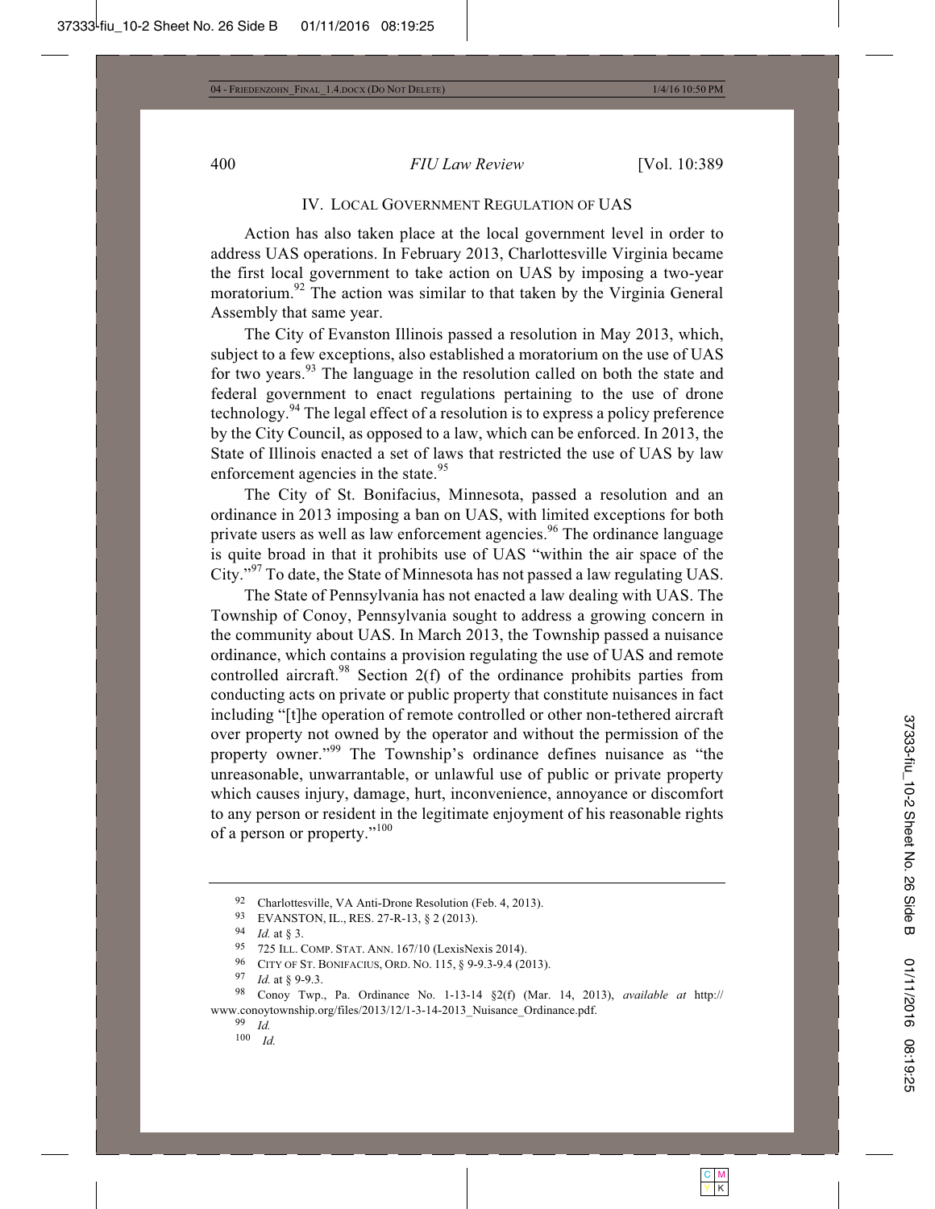## IV. LOCAL GOVERNMENT REGULATION OF UAS

Action has also taken place at the local government level in order to address UAS operations. In February 2013, Charlottesville Virginia became the first local government to take action on UAS by imposing a two-year moratorium.[92] The action was similar to that taken by the Virginia General Assembly that same year.

The City of Evanston Illinois passed a resolution in May 2013, which, subject to a few exceptions, also established a moratorium on the use of UAS for two years.[93] The language in the resolution called on both the state and federal government to enact regulations pertaining to the use of drone technology.[94] The legal effect of a resolution is to express a policy preference by the City Council, as opposed to a law, which can be enforced. In 2013, the State of Illinois enacted a set of laws that restricted the use of UAS by law enforcement agencies in the state.[95]

The City of St. Bonifacius, Minnesota, passed a resolution and an ordinance in 2013 imposing a ban on UAS, with limited exceptions for both private users as well as law enforcement agencies.[96] The ordinance language is quite broad in that it prohibits use of UAS "within the air space of the City."[97] To date, the State of Minnesota has not passed a law regulating UAS.

The State of Pennsylvania has not enacted a law dealing with UAS. The Township of Conoy, Pennsylvania sought to address a growing concern in the community about UAS. In March 2013, the Township passed a nuisance ordinance, which contains a provision regulating the use of UAS and remote controlled aircraft.[98] Section 2(f) of the ordinance prohibits parties from conducting acts on private or public property that constitute nuisances in fact including "[t]he operation of remote controlled or other non-tethered aircraft over property not owned by the operator and without the permission of the property owner."[99] The Township's ordinance defines nuisance as "the unreasonable, unwarrantable, or unlawful use of public or private property which causes injury, damage, hurt, inconvenience, annoyance or discomfort to any person or resident in the legitimate enjoyment of his reasonable rights of a person or property."[100]

---

92 Charlottesville, VA Anti-Drone Resolution (Feb. 4, 2013).

93 EVANSTON, IL., RES. 27-R-13, § 2 (2013).

94 *Id.* at § 3.

95 725 ILL. COMP. STAT. ANN. 167/10 (LexisNexis 2014).

96 CITY OF ST. BONIFACIUS, ORD. NO. 115, § 9-9.3-9.4 (2013).

97 *Id.* at § 9-9.3.

98 Conoy Twp., Pa. Ordinance No. 1-13-14 §2(f) (Mar. 14, 2013), *available at* http://www.conoytownship.org/files/2013/12/1-3-14-2013_Nuisance_Ordinance.pdf.

99 *Id.*

100 *Id.*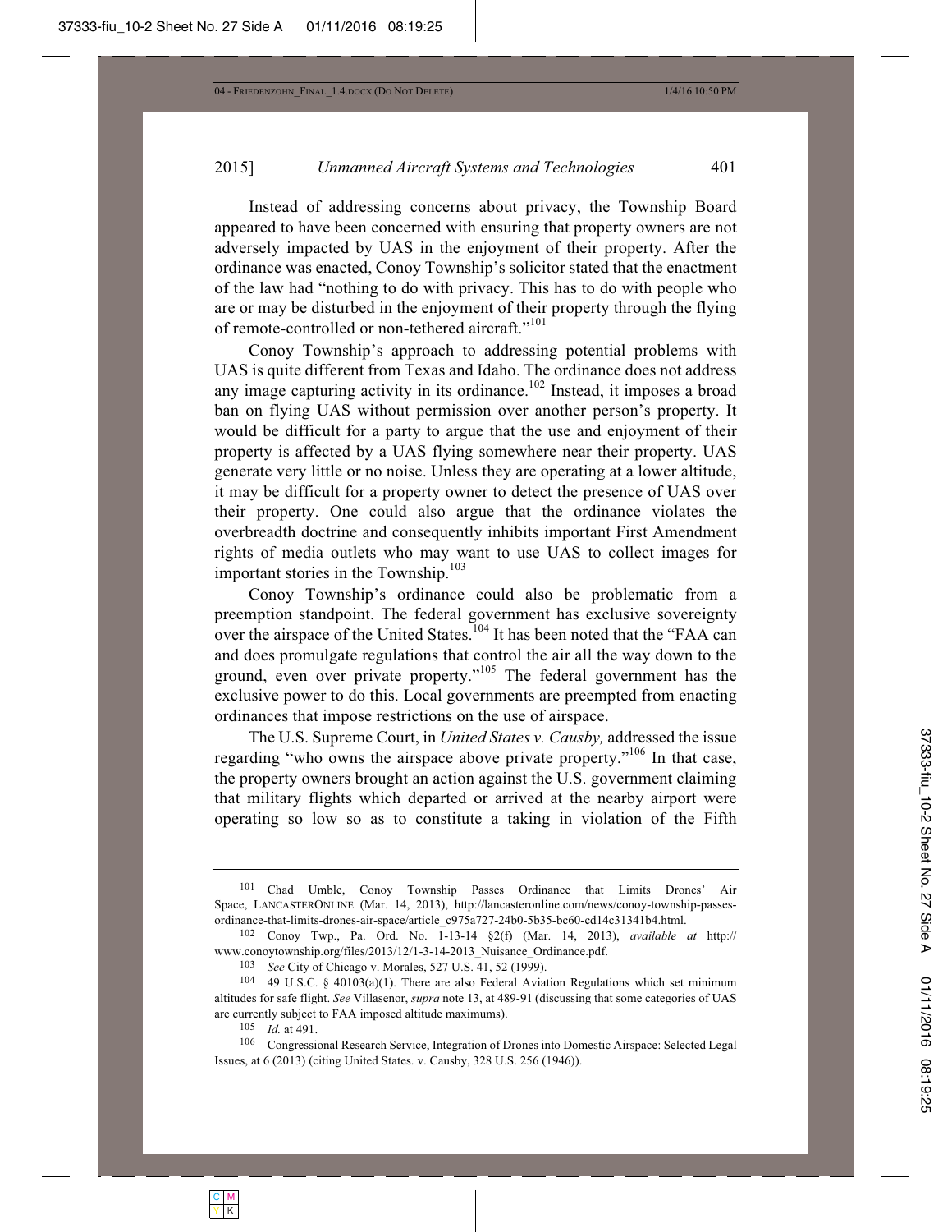Instead of addressing concerns about privacy, the Township Board appeared to have been concerned with ensuring that property owners are not adversely impacted by UAS in the enjoyment of their property. After the ordinance was enacted, Conoy Township's solicitor stated that the enactment of the law had "nothing to do with privacy. This has to do with people who are or may be disturbed in the enjoyment of their property through the flying of remote-controlled or non-tethered aircraft."[101]

Conoy Township's approach to addressing potential problems with UAS is quite different from Texas and Idaho. The ordinance does not address any image capturing activity in its ordinance.[102] Instead, it imposes a broad ban on flying UAS without permission over another person's property. It would be difficult for a party to argue that the use and enjoyment of their property is affected by a UAS flying somewhere near their property. UAS generate very little or no noise. Unless they are operating at a lower altitude, it may be difficult for a property owner to detect the presence of UAS over their property. One could also argue that the ordinance violates the overbreadth doctrine and consequently inhibits important First Amendment rights of media outlets who may want to use UAS to collect images for important stories in the Township.[103]

Conoy Township's ordinance could also be problematic from a preemption standpoint. The federal government has exclusive sovereignty over the airspace of the United States.[104] It has been noted that the "FAA can and does promulgate regulations that control the air all the way down to the ground, even over private property."[105] The federal government has the exclusive power to do this. Local governments are preempted from enacting ordinances that impose restrictions on the use of airspace.

The U.S. Supreme Court, in *United States v. Causby,* addressed the issue regarding "who owns the airspace above private property."[106] In that case, the property owners brought an action against the U.S. government claiming that military flights which departed or arrived at the nearby airport were operating so low so as to constitute a taking in violation of the Fifth

---

[101] Chad Umble, Conoy Township Passes Ordinance that Limits Drones' Air Space, LANCASTERONLINE (Mar. 14, 2013), http://lancasteronline.com/news/conoy-township-passes-ordinance-that-limits-drones-air-space/article_c975a727-24b0-5b35-bc60-cd14c31341b4.html.

[102] Conoy Twp., Pa. Ord. No. 1-13-14 §2(f) (Mar. 14, 2013), *available at* http://www.conoytownship.org/files/2013/12/1-3-14-2013_Nuisance_Ordinance.pdf.

[103] *See* City of Chicago v. Morales, 527 U.S. 41, 52 (1999).

[104] 49 U.S.C. § 40103(a)(1). There are also Federal Aviation Regulations which set minimum altitudes for safe flight. *See* Villasenor, *supra* note 13, at 489-91 (discussing that some categories of UAS are currently subject to FAA imposed altitude maximums).

[105] *Id.* at 491.

[106] Congressional Research Service, Integration of Drones into Domestic Airspace: Selected Legal Issues, at 6 (2013) (citing United States. v. Causby, 328 U.S. 256 (1946)).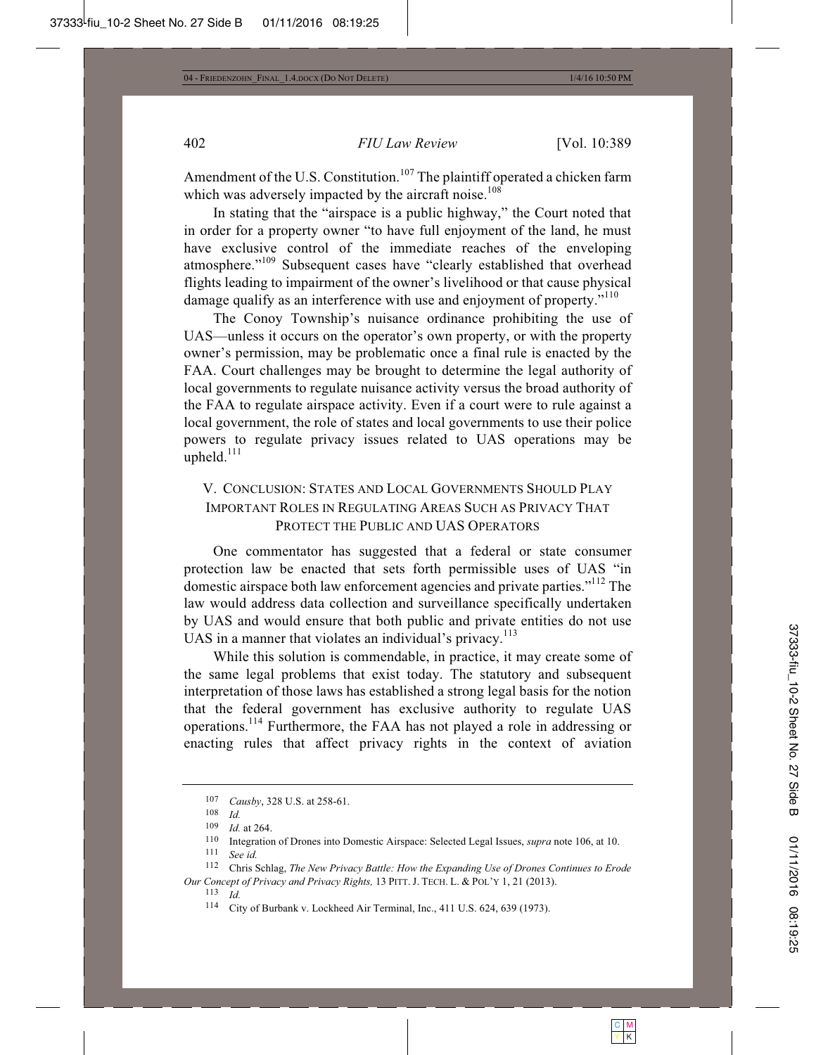Amendment of the U.S. Constitution.[107] The plaintiff operated a chicken farm which was adversely impacted by the aircraft noise.[108]

In stating that the "airspace is a public highway," the Court noted that in order for a property owner "to have full enjoyment of the land, he must have exclusive control of the immediate reaches of the enveloping atmosphere."[109] Subsequent cases have "clearly established that overhead flights leading to impairment of the owner's livelihood or that cause physical damage qualify as an interference with use and enjoyment of property."[110]

The Conoy Township's nuisance ordinance prohibiting the use of UAS—unless it occurs on the operator's own property, or with the property owner's permission, may be problematic once a final rule is enacted by the FAA. Court challenges may be brought to determine the legal authority of local governments to regulate nuisance activity versus the broad authority of the FAA to regulate airspace activity. Even if a court were to rule against a local government, the role of states and local governments to use their police powers to regulate privacy issues related to UAS operations may be upheld.[111]

## V. Conclusion: States and Local Governments Should Play Important Roles in Regulating Areas Such as Privacy That Protect the Public and UAS Operators

One commentator has suggested that a federal or state consumer protection law be enacted that sets forth permissible uses of UAS "in domestic airspace both law enforcement agencies and private parties."[112] The law would address data collection and surveillance specifically undertaken by UAS and would ensure that both public and private entities do not use UAS in a manner that violates an individual's privacy.[113]

While this solution is commendable, in practice, it may create some of the same legal problems that exist today. The statutory and subsequent interpretation of those laws has established a strong legal basis for the notion that the federal government has exclusive authority to regulate UAS operations.[114] Furthermore, the FAA has not played a role in addressing or enacting rules that affect privacy rights in the context of aviation

---

107 *Causby*, 328 U.S. at 258-61.

108 *Id.*

109 *Id.* at 264.

110 Integration of Drones into Domestic Airspace: Selected Legal Issues, *supra* note 106, at 10.

111 *See id.*

112 Chris Schlag, *The New Privacy Battle: How the Expanding Use of Drones Continues to Erode Our Concept of Privacy and Privacy Rights,* 13 PITT. J. TECH. L. & POL'Y 1, 21 (2013).

113 *Id.*

114 City of Burbank v. Lockheed Air Terminal, Inc., 411 U.S. 624, 639 (1973).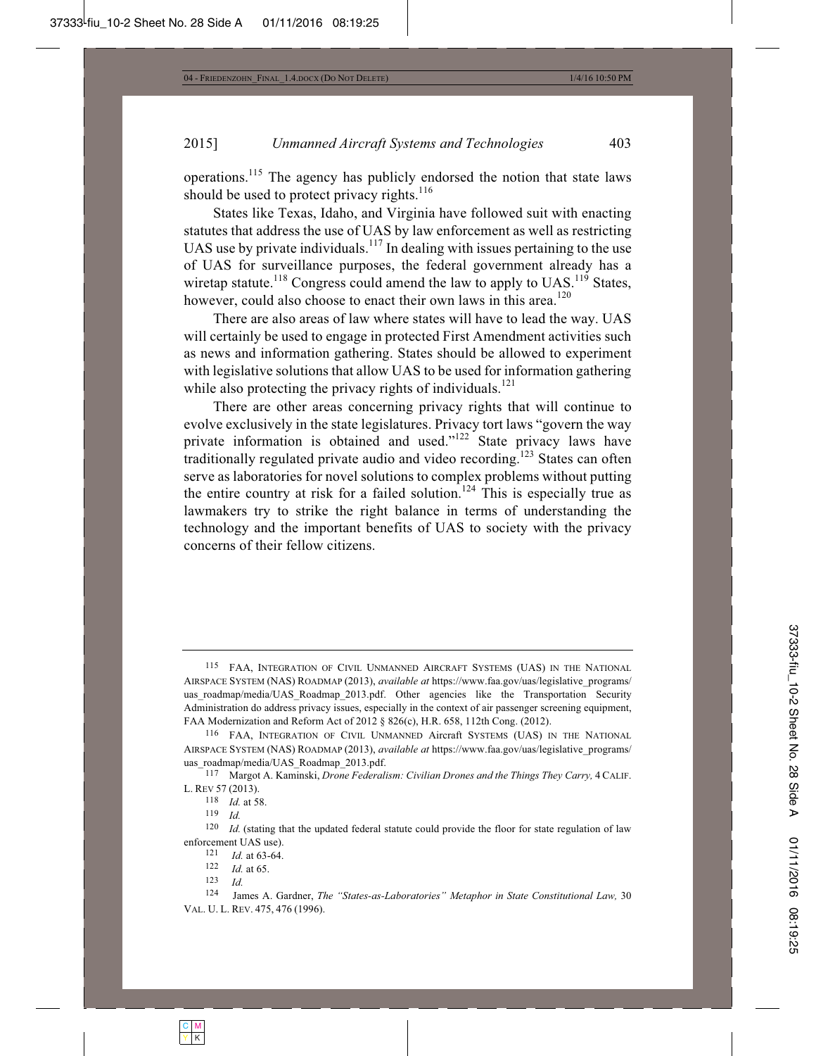operations.[115] The agency has publicly endorsed the notion that state laws should be used to protect privacy rights.[116]

States like Texas, Idaho, and Virginia have followed suit with enacting statutes that address the use of UAS by law enforcement as well as restricting UAS use by private individuals.[117] In dealing with issues pertaining to the use of UAS for surveillance purposes, the federal government already has a wiretap statute.[118] Congress could amend the law to apply to UAS.[119] States, however, could also choose to enact their own laws in this area.[120]

There are also areas of law where states will have to lead the way. UAS will certainly be used to engage in protected First Amendment activities such as news and information gathering. States should be allowed to experiment with legislative solutions that allow UAS to be used for information gathering while also protecting the privacy rights of individuals.[121]

There are other areas concerning privacy rights that will continue to evolve exclusively in the state legislatures. Privacy tort laws "govern the way private information is obtained and used."[122] State privacy laws have traditionally regulated private audio and video recording.[123] States can often serve as laboratories for novel solutions to complex problems without putting the entire country at risk for a failed solution.[124] This is especially true as lawmakers try to strike the right balance in terms of understanding the technology and the important benefits of UAS to society with the privacy concerns of their fellow citizens.

---

115 FAA, INTEGRATION OF CIVIL UNMANNED AIRCRAFT SYSTEMS (UAS) IN THE NATIONAL AIRSPACE SYSTEM (NAS) ROADMAP (2013), *available at* https://www.faa.gov/uas/legislative_programs/uas_roadmap/media/UAS_Roadmap_2013.pdf. Other agencies like the Transportation Security Administration do address privacy issues, especially in the context of air passenger screening equipment, FAA Modernization and Reform Act of 2012 § 826(c), H.R. 658, 112th Cong. (2012).

116 FAA, INTEGRATION OF CIVIL UNMANNED AIRCRAFT SYSTEMS (UAS) IN THE NATIONAL AIRSPACE SYSTEM (NAS) ROADMAP (2013), *available at* https://www.faa.gov/uas/legislative_programs/uas_roadmap/media/UAS_Roadmap_2013.pdf.

117 Margot A. Kaminski, *Drone Federalism: Civilian Drones and the Things They Carry,* 4 CALIF. L. REV 57 (2013).

118 *Id.* at 58.

119 *Id.*

120 *Id.* (stating that the updated federal statute could provide the floor for state regulation of law enforcement UAS use).

121 *Id.* at 63-64.

122 *Id.* at 65.

123 *Id.*

124 James A. Gardner, *The "States-as-Laboratories" Metaphor in State Constitutional Law,* 30 VAL. U. L. REV. 475, 476 (1996).